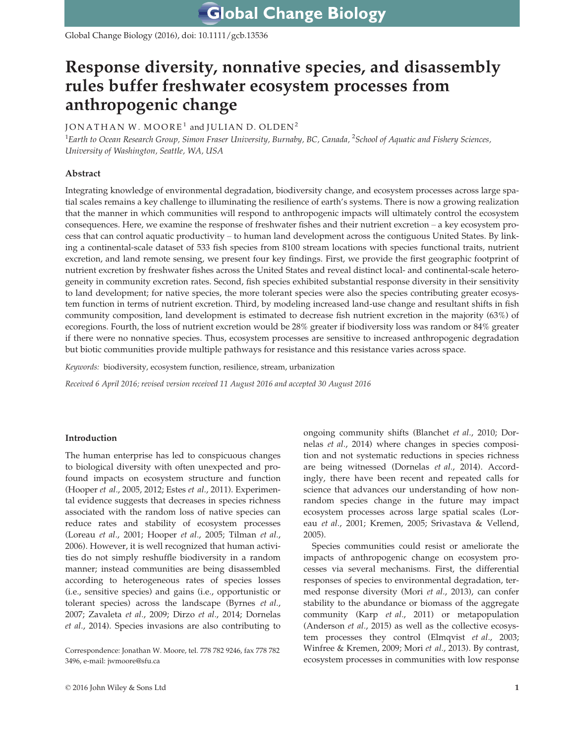# Response diversity, nonnative species, and disassembly rules buffer freshwater ecosystem processes from anthropogenic change

JONATHAN W. MOORE[1] and JULIAN D. OLDEN[2]

[1]*Earth to Ocean Research Group, Simon Fraser University, Burnaby, BC, Canada,* [2]*School of Aquatic and Fishery Sciences, University of Washington, Seattle, WA, USA*

## Abstract

Integrating knowledge of environmental degradation, biodiversity change, and ecosystem processes across large spatial scales remains a key challenge to illuminating the resilience of earth's systems. There is now a growing realization that the manner in which communities will respond to anthropogenic impacts will ultimately control the ecosystem consequences. Here, we examine the response of freshwater fishes and their nutrient excretion – a key ecosystem process that can control aquatic productivity – to human land development across the contiguous United States. By linking a continental-scale dataset of 533 fish species from 8100 stream locations with species functional traits, nutrient excretion, and land remote sensing, we present four key findings. First, we provide the first geographic footprint of nutrient excretion by freshwater fishes across the United States and reveal distinct local- and continental-scale heterogeneity in community excretion rates. Second, fish species exhibited substantial response diversity in their sensitivity to land development; for native species, the more tolerant species were also the species contributing greater ecosystem function in terms of nutrient excretion. Third, by modeling increased land-use change and resultant shifts in fish community composition, land development is estimated to decrease fish nutrient excretion in the majority (63%) of ecoregions. Fourth, the loss of nutrient excretion would be 28% greater if biodiversity loss was random or 84% greater if there were no nonnative species. Thus, ecosystem processes are sensitive to increased anthropogenic degradation but biotic communities provide multiple pathways for resistance and this resistance varies across space.

*Keywords:* biodiversity, ecosystem function, resilience, stream, urbanization

*Received 6 April 2016; revised version received 11 August 2016 and accepted 30 August 2016*

## Introduction

The human enterprise has led to conspicuous changes to biological diversity with often unexpected and profound impacts on ecosystem structure and function (Hooper *et al*., 2005, 2012; Estes *et al*., 2011). Experimental evidence suggests that decreases in species richness associated with the random loss of native species can reduce rates and stability of ecosystem processes (Loreau *et al*., 2001; Hooper *et al*., 2005; Tilman *et al*., 2006). However, it is well recognized that human activities do not simply reshuffle biodiversity in a random manner; instead communities are being disassembled according to heterogeneous rates of species losses (i.e., sensitive species) and gains (i.e., opportunistic or tolerant species) across the landscape (Byrnes *et al*., 2007; Zavaleta *et al*., 2009; Dirzo *et al*., 2014; Dornelas *et al*., 2014). Species invasions are also contributing to ongoing community shifts (Blanchet *et al*., 2010; Dornelas *et al*., 2014) where changes in species composition and not systematic reductions in species richness are being witnessed (Dornelas *et al*., 2014). Accordingly, there have been recent and repeated calls for science that advances our understanding of how nonrandom species change in the future may impact ecosystem processes across large spatial scales (Loreau *et al*., 2001; Kremen, 2005; Srivastava & Vellend, 2005).

Species communities could resist or ameliorate the impacts of anthropogenic change on ecosystem processes via several mechanisms. First, the differential responses of species to environmental degradation, termed response diversity (Mori *et al*., 2013), can confer stability to the abundance or biomass of the aggregate community (Karp *et al*., 2011) or metapopulation (Anderson *et al*., 2015) as well as the collective ecosystem processes they control (Elmqvist *et al*., 2003; Winfree & Kremen, 2009; Mori *et al*., 2013). By contrast, ecosystem processes in communities with low response

Correspondence: Jonathan W. Moore, tel. 778 782 9246, fax 778 782 3496, e-mail: jwmoore@sfu.ca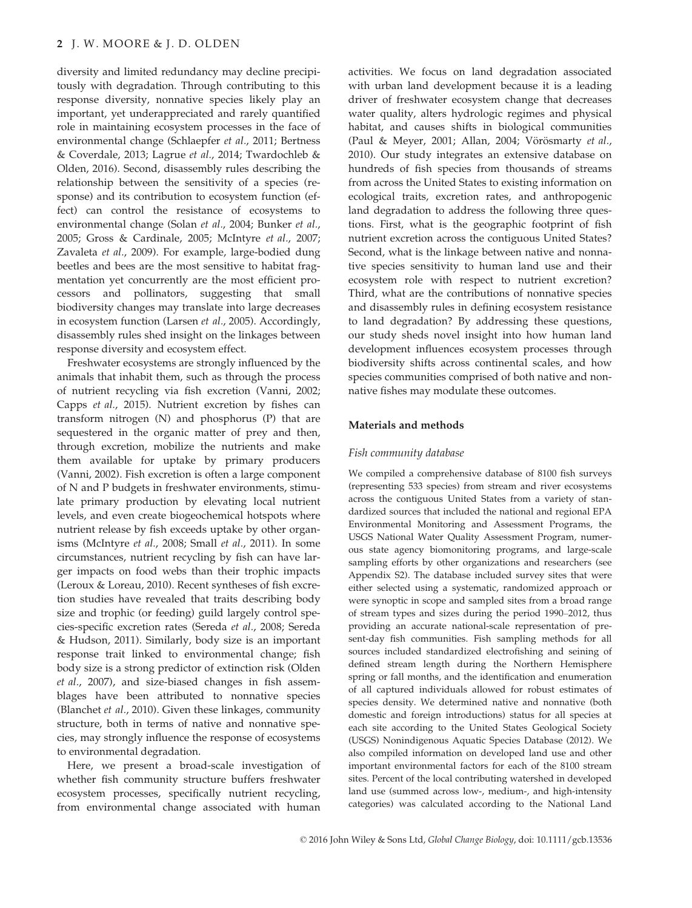diversity and limited redundancy may decline precipitously with degradation. Through contributing to this response diversity, nonnative species likely play an important, yet underappreciated and rarely quantified role in maintaining ecosystem processes in the face of environmental change (Schlaepfer *et al.*, 2011; Bertness & Coverdale, 2013; Lagrue *et al.*, 2014; Twardochleb & Olden, 2016). Second, disassembly rules describing the relationship between the sensitivity of a species (response) and its contribution to ecosystem function (effect) can control the resistance of ecosystems to environmental change (Solan *et al.*, 2004; Bunker *et al.*, 2005; Gross & Cardinale, 2005; McIntyre *et al.*, 2007; Zavaleta *et al.*, 2009). For example, large-bodied dung beetles and bees are the most sensitive to habitat fragmentation yet concurrently are the most efficient processors and pollinators, suggesting that small biodiversity changes may translate into large decreases in ecosystem function (Larsen *et al.*, 2005). Accordingly, disassembly rules shed insight on the linkages between response diversity and ecosystem effect.

Freshwater ecosystems are strongly influenced by the animals that inhabit them, such as through the process of nutrient recycling via fish excretion (Vanni, 2002; Capps *et al.*, 2015). Nutrient excretion by fishes can transform nitrogen (N) and phosphorus (P) that are sequestered in the organic matter of prey and then, through excretion, mobilize the nutrients and make them available for uptake by primary producers (Vanni, 2002). Fish excretion is often a large component of N and P budgets in freshwater environments, stimulate primary production by elevating local nutrient levels, and even create biogeochemical hotspots where nutrient release by fish exceeds uptake by other organisms (McIntyre *et al.*, 2008; Small *et al.*, 2011). In some circumstances, nutrient recycling by fish can have larger impacts on food webs than their trophic impacts (Leroux & Loreau, 2010). Recent syntheses of fish excretion studies have revealed that traits describing body size and trophic (or feeding) guild largely control species-specific excretion rates (Sereda *et al.*, 2008; Sereda & Hudson, 2011). Similarly, body size is an important response trait linked to environmental change; fish body size is a strong predictor of extinction risk (Olden *et al.*, 2007), and size-biased changes in fish assemblages have been attributed to nonnative species (Blanchet *et al.*, 2010). Given these linkages, community structure, both in terms of native and nonnative species, may strongly influence the response of ecosystems to environmental degradation.

Here, we present a broad-scale investigation of whether fish community structure buffers freshwater ecosystem processes, specifically nutrient recycling, from environmental change associated with human activities. We focus on land degradation associated with urban land development because it is a leading driver of freshwater ecosystem change that decreases water quality, alters hydrologic regimes and physical habitat, and causes shifts in biological communities (Paul & Meyer, 2001; Allan, 2004; Vörösmarty *et al.*, 2010). Our study integrates an extensive database on hundreds of fish species from thousands of streams from across the United States to existing information on ecological traits, excretion rates, and anthropogenic land degradation to address the following three questions. First, what is the geographic footprint of fish nutrient excretion across the contiguous United States? Second, what is the linkage between native and nonnative species sensitivity to human land use and their ecosystem role with respect to nutrient excretion? Third, what are the contributions of nonnative species and disassembly rules in defining ecosystem resistance to land degradation? By addressing these questions, our study sheds novel insight into how human land development influences ecosystem processes through biodiversity shifts across continental scales, and how species communities comprised of both native and nonnative fishes may modulate these outcomes.

## Materials and methods

### *Fish community database*

We compiled a comprehensive database of 8100 fish surveys (representing 533 species) from stream and river ecosystems across the contiguous United States from a variety of standardized sources that included the national and regional EPA Environmental Monitoring and Assessment Programs, the USGS National Water Quality Assessment Program, numerous state agency biomonitoring programs, and large-scale sampling efforts by other organizations and researchers (see Appendix S2). The database included survey sites that were either selected using a systematic, randomized approach or were synoptic in scope and sampled sites from a broad range of stream types and sizes during the period 1990–2012, thus providing an accurate national-scale representation of present-day fish communities. Fish sampling methods for all sources included standardized electrofishing and seining of defined stream length during the Northern Hemisphere spring or fall months, and the identification and enumeration of all captured individuals allowed for robust estimates of species density. We determined native and nonnative (both domestic and foreign introductions) status for all species at each site according to the United States Geological Society (USGS) Nonindigenous Aquatic Species Database (2012). We also compiled information on developed land use and other important environmental factors for each of the 8100 stream sites. Percent of the local contributing watershed in developed land use (summed across low-, medium-, and high-intensity categories) was calculated according to the National Land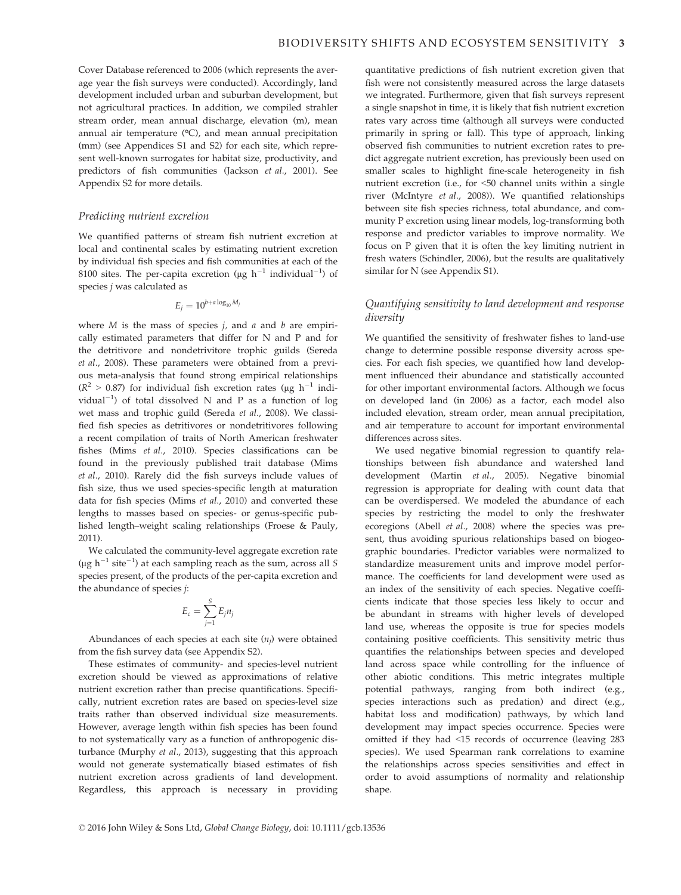Cover Database referenced to 2006 (which represents the average year the fish surveys were conducted). Accordingly, land development included urban and suburban development, but not agricultural practices. In addition, we compiled strahler stream order, mean annual discharge, elevation (m), mean annual air temperature (°C), and mean annual precipitation (mm) (see Appendices S1 and S2) for each site, which represent well-known surrogates for habitat size, productivity, and predictors of fish communities (Jackson *et al.*, 2001). See Appendix S2 for more details.

### *Predicting nutrient excretion*

We quantified patterns of stream fish nutrient excretion at local and continental scales by estimating nutrient excretion by individual fish species and fish communities at each of the 8100 sites. The per-capita excretion ($\mu g\ h^{-1}$ individual$^{-1}$) of species $j$ was calculated as

$$E_j = 10^{b + a \log_{10} M_j}$$

where $M$ is the mass of species $j$, and $a$ and $b$ are empirically estimated parameters that differ for N and P and for the detritivore and nondetritivore trophic guilds (Sereda *et al.*, 2008). These parameters were obtained from a previous meta-analysis that found strong empirical relationships ($R^2 > 0.87$) for individual fish excretion rates ($\mu g\ h^{-1}$ individual$^{-1}$) of total dissolved N and P as a function of log wet mass and trophic guild (Sereda *et al.*, 2008). We classified fish species as detritivores or nondetritivores following a recent compilation of traits of North American freshwater fishes (Mims *et al.*, 2010). Species classifications can be found in the previously published trait database (Mims *et al.*, 2010). Rarely did the fish surveys include values of fish size, thus we used species-specific length at maturation data for fish species (Mims *et al.*, 2010) and converted these lengths to masses based on species- or genus-specific published length–weight scaling relationships (Froese & Pauly, 2011).

We calculated the community-level aggregate excretion rate ($\mu g\ h^{-1}$ site$^{-1}$) at each sampling reach as the sum, across all $S$ species present, of the products of the per-capita excretion and the abundance of species $j$:

$$E_c = \sum_{j=1}^{S} E_j n_j$$

Abundances of each species at each site ($n_j$) were obtained from the fish survey data (see Appendix S2).

These estimates of community- and species-level nutrient excretion should be viewed as approximations of relative nutrient excretion rather than precise quantifications. Specifically, nutrient excretion rates are based on species-level size traits rather than observed individual size measurements. However, average length within fish species has been found to not systematically vary as a function of anthropogenic disturbance (Murphy *et al.*, 2013), suggesting that this approach would not generate systematically biased estimates of fish nutrient excretion across gradients of land development. Regardless, this approach is necessary in providing quantitative predictions of fish nutrient excretion given that fish were not consistently measured across the large datasets we integrated. Furthermore, given that fish surveys represent a single snapshot in time, it is likely that fish nutrient excretion rates vary across time (although all surveys were conducted primarily in spring or fall). This type of approach, linking observed fish communities to nutrient excretion rates to predict aggregate nutrient excretion, has previously been used on smaller scales to highlight fine-scale heterogeneity in fish nutrient excretion (i.e., for <50 channel units within a single river (McIntyre *et al.*, 2008)). We quantified relationships between site fish species richness, total abundance, and community P excretion using linear models, log-transforming both response and predictor variables to improve normality. We focus on P given that it is often the key limiting nutrient in fresh waters (Schindler, 2006), but the results are qualitatively similar for N (see Appendix S1).

### *Quantifying sensitivity to land development and response diversity*

We quantified the sensitivity of freshwater fishes to land-use change to determine possible response diversity across species. For each fish species, we quantified how land development influenced their abundance and statistically accounted for other important environmental factors. Although we focus on developed land (in 2006) as a factor, each model also included elevation, stream order, mean annual precipitation, and air temperature to account for important environmental differences across sites.

We used negative binomial regression to quantify relationships between fish abundance and watershed land development (Martin *et al.*, 2005). Negative binomial regression is appropriate for dealing with count data that can be overdispersed. We modeled the abundance of each species by restricting the model to only the freshwater ecoregions (Abell *et al.*, 2008) where the species was present, thus avoiding spurious relationships based on biogeographic boundaries. Predictor variables were normalized to standardize measurement units and improve model performance. The coefficients for land development were used as an index of the sensitivity of each species. Negative coefficients indicate that those species less likely to occur and be abundant in streams with higher levels of developed land use, whereas the opposite is true for species models containing positive coefficients. This sensitivity metric thus quantifies the relationships between species and developed land across space while controlling for the influence of other abiotic conditions. This metric integrates multiple potential pathways, ranging from both indirect (e.g., species interactions such as predation) and direct (e.g., habitat loss and modification) pathways, by which land development may impact species occurrence. Species were omitted if they had <15 records of occurrence (leaving 283 species). We used Spearman rank correlations to examine the relationships across species sensitivities and effect in order to avoid assumptions of normality and relationship shape.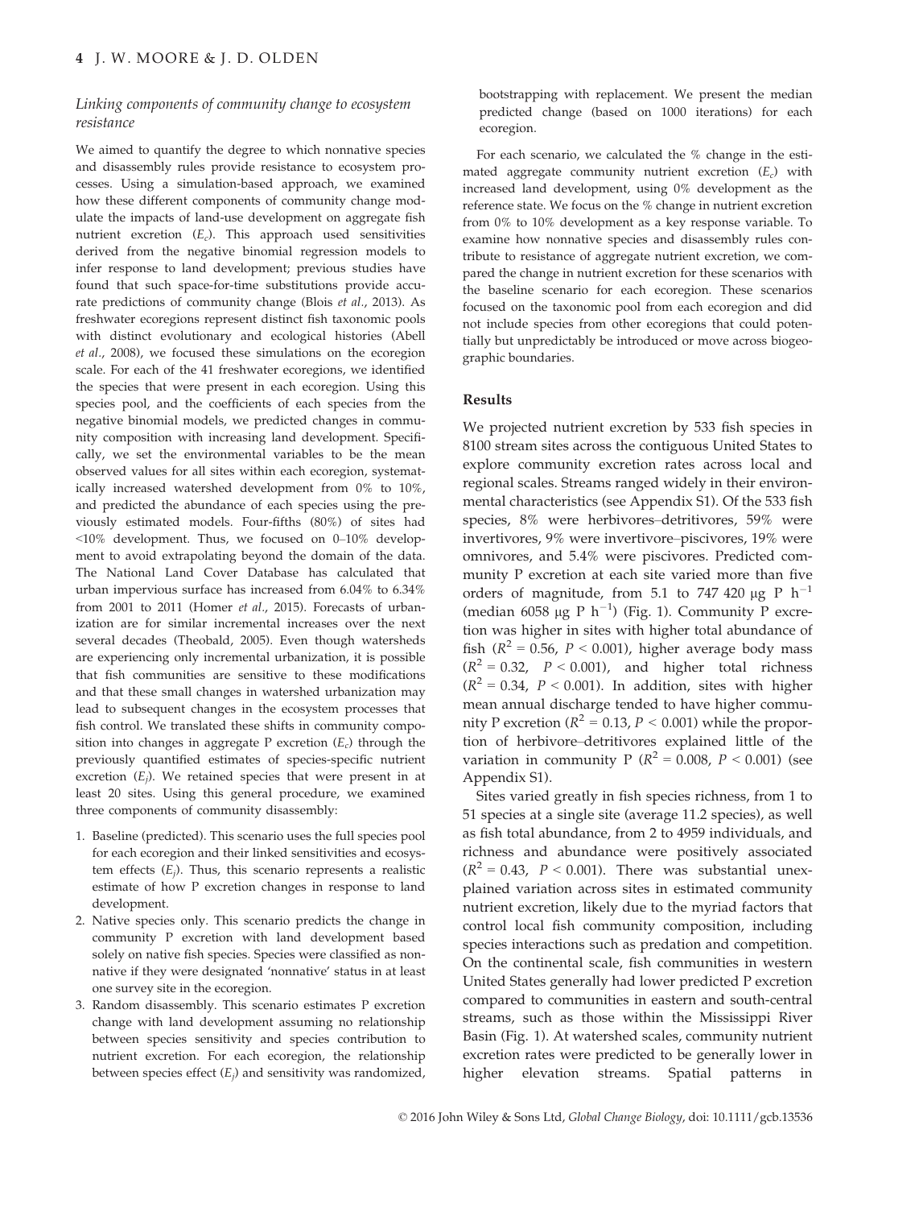### *Linking components of community change to ecosystem resistance*

We aimed to quantify the degree to which nonnative species and disassembly rules provide resistance to ecosystem processes. Using a simulation-based approach, we examined how these different components of community change modulate the impacts of land-use development on aggregate fish nutrient excretion ($E_c$). This approach used sensitivities derived from the negative binomial regression models to infer response to land development; previous studies have found that such space-for-time substitutions provide accurate predictions of community change (Blois *et al.*, 2013). As freshwater ecoregions represent distinct fish taxonomic pools with distinct evolutionary and ecological histories (Abell *et al.*, 2008), we focused these simulations on the ecoregion scale. For each of the 41 freshwater ecoregions, we identified the species that were present in each ecoregion. Using this species pool, and the coefficients of each species from the negative binomial models, we predicted changes in community composition with increasing land development. Specifically, we set the environmental variables to be the mean observed values for all sites within each ecoregion, systematically increased watershed development from 0% to 10%, and predicted the abundance of each species using the previously estimated models. Four-fifths (80%) of sites had <10% development. Thus, we focused on 0–10% development to avoid extrapolating beyond the domain of the data. The National Land Cover Database has calculated that urban impervious surface has increased from 6.04% to 6.34% from 2001 to 2011 (Homer *et al.*, 2015). Forecasts of urbanization are for similar incremental increases over the next several decades (Theobald, 2005). Even though watersheds are experiencing only incremental urbanization, it is possible that fish communities are sensitive to these modifications and that these small changes in watershed urbanization may lead to subsequent changes in the ecosystem processes that fish control. We translated these shifts in community composition into changes in aggregate P excretion ($E_c$) through the previously quantified estimates of species-specific nutrient excretion ($E_j$). We retained species that were present in at least 20 sites. Using this general procedure, we examined three components of community disassembly:

1. Baseline (predicted). This scenario uses the full species pool for each ecoregion and their linked sensitivities and ecosystem effects ($E_j$). Thus, this scenario represents a realistic estimate of how P excretion changes in response to land development.
2. Native species only. This scenario predicts the change in community P excretion with land development based solely on native fish species. Species were classified as nonnative if they were designated 'nonnative' status in at least one survey site in the ecoregion.
3. Random disassembly. This scenario estimates P excretion change with land development assuming no relationship between species sensitivity and species contribution to nutrient excretion. For each ecoregion, the relationship between species effect ($E_j$) and sensitivity was randomized, bootstrapping with replacement. We present the median predicted change (based on 1000 iterations) for each ecoregion.

For each scenario, we calculated the % change in the estimated aggregate community nutrient excretion ($E_c$) with increased land development, using 0% development as the reference state. We focus on the % change in nutrient excretion from 0% to 10% development as a key response variable. To examine how nonnative species and disassembly rules contribute to resistance of aggregate nutrient excretion, we compared the change in nutrient excretion for these scenarios with the baseline scenario for each ecoregion. These scenarios focused on the taxonomic pool from each ecoregion and did not include species from other ecoregions that could potentially but unpredictably be introduced or move across biogeographic boundaries.

## Results

We projected nutrient excretion by 533 fish species in 8100 stream sites across the contiguous United States to explore community excretion rates across local and regional scales. Streams ranged widely in their environmental characteristics (see Appendix S1). Of the 533 fish species, 8% were herbivores–detritivores, 59% were invertivores, 9% were invertivore–piscivores, 19% were omnivores, and 5.4% were piscivores. Predicted community P excretion at each site varied more than five orders of magnitude, from 5.1 to 747 420 μg P $h^{-1}$ (median 6058 μg P $h^{-1}$) (Fig. 1). Community P excretion was higher in sites with higher total abundance of fish ($R^2 = 0.56$, $P < 0.001$), higher average body mass ($R^2 = 0.32$, $P < 0.001$), and higher total richness ($R^2 = 0.34$, $P < 0.001$). In addition, sites with higher mean annual discharge tended to have higher community P excretion ($R^2 = 0.13$, $P < 0.001$) while the proportion of herbivore–detritivores explained little of the variation in community P ($R^2 = 0.008$, $P < 0.001$) (see Appendix S1).

Sites varied greatly in fish species richness, from 1 to 51 species at a single site (average 11.2 species), as well as fish total abundance, from 2 to 4959 individuals, and richness and abundance were positively associated ($R^2 = 0.43$, $P < 0.001$). There was substantial unexplained variation across sites in estimated community nutrient excretion, likely due to the myriad factors that control local fish community composition, including species interactions such as predation and competition. On the continental scale, fish communities in western United States generally had lower predicted P excretion compared to communities in eastern and south-central streams, such as those within the Mississippi River Basin (Fig. 1). At watershed scales, community nutrient excretion rates were predicted to be generally lower in higher elevation streams. Spatial patterns in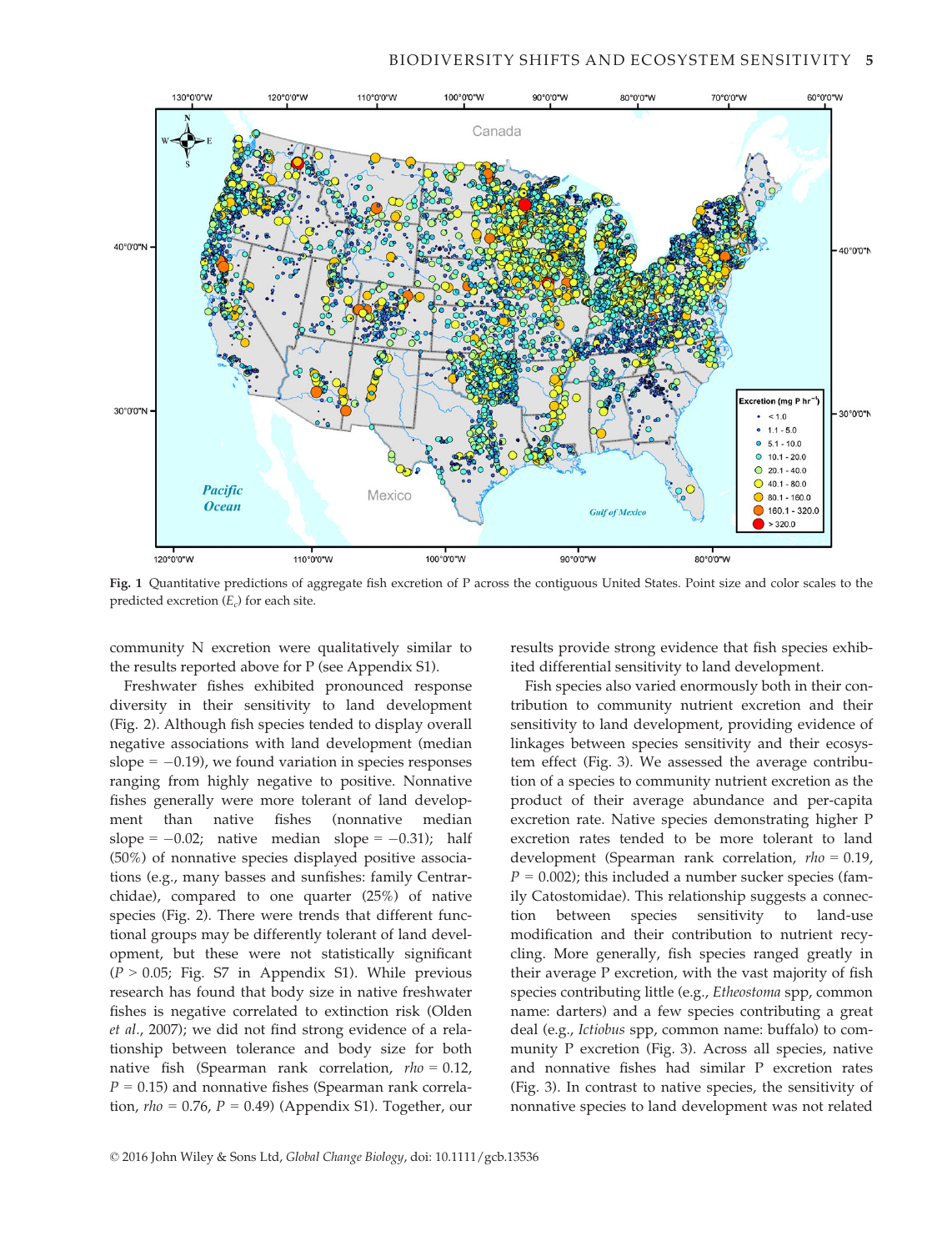**Fig. 1** Quantitative predictions of aggregate fish excretion of P across the contiguous United States. Point size and color scales to the predicted excretion ($E_c$) for each site.

community N excretion were qualitatively similar to the results reported above for P (see Appendix S1).

Freshwater fishes exhibited pronounced response diversity in their sensitivity to land development (Fig. 2). Although fish species tended to display overall negative associations with land development (median slope = −0.19), we found variation in species responses ranging from highly negative to positive. Nonnative fishes generally were more tolerant of land development than native fishes (nonnative median slope = −0.02; native median slope = −0.31); half (50%) of nonnative species displayed positive associations (e.g., many basses and sunfishes: family Centrarchidae), compared to one quarter (25%) of native species (Fig. 2). There were trends that different functional groups may be differently tolerant of land development, but these were not statistically significant ($P > 0.05$; Fig. S7 in Appendix S1). While previous research has found that body size in native freshwater fishes is negative correlated to extinction risk (Olden *et al.*, 2007); we did not find strong evidence of a relationship between tolerance and body size for both native fish (Spearman rank correlation, $rho = 0.12$, $P = 0.15$) and nonnative fishes (Spearman rank correlation, $rho = 0.76$, $P = 0.49$) (Appendix S1). Together, our results provide strong evidence that fish species exhibited differential sensitivity to land development.

Fish species also varied enormously both in their contribution to community nutrient excretion and their sensitivity to land development, providing evidence of linkages between species sensitivity and their ecosystem effect (Fig. 3). We assessed the average contribution of a species to community nutrient excretion as the product of their average abundance and per-capita excretion rate. Native species demonstrating higher P excretion rates tended to be more tolerant to land development (Spearman rank correlation, $rho = 0.19$, $P = 0.002$); this included a number sucker species (family Catostomidae). This relationship suggests a connection between species sensitivity to land-use modification and their contribution to nutrient recycling. More generally, fish species ranged greatly in their average P excretion, with the vast majority of fish species contributing little (e.g., *Etheostoma* spp, common name: darters) and a few species contributing a great deal (e.g., *Ictiobus* spp, common name: buffalo) to community P excretion (Fig. 3). Across all species, native and nonnative fishes had similar P excretion rates (Fig. 3). In contrast to native species, the sensitivity of nonnative species to land development was not related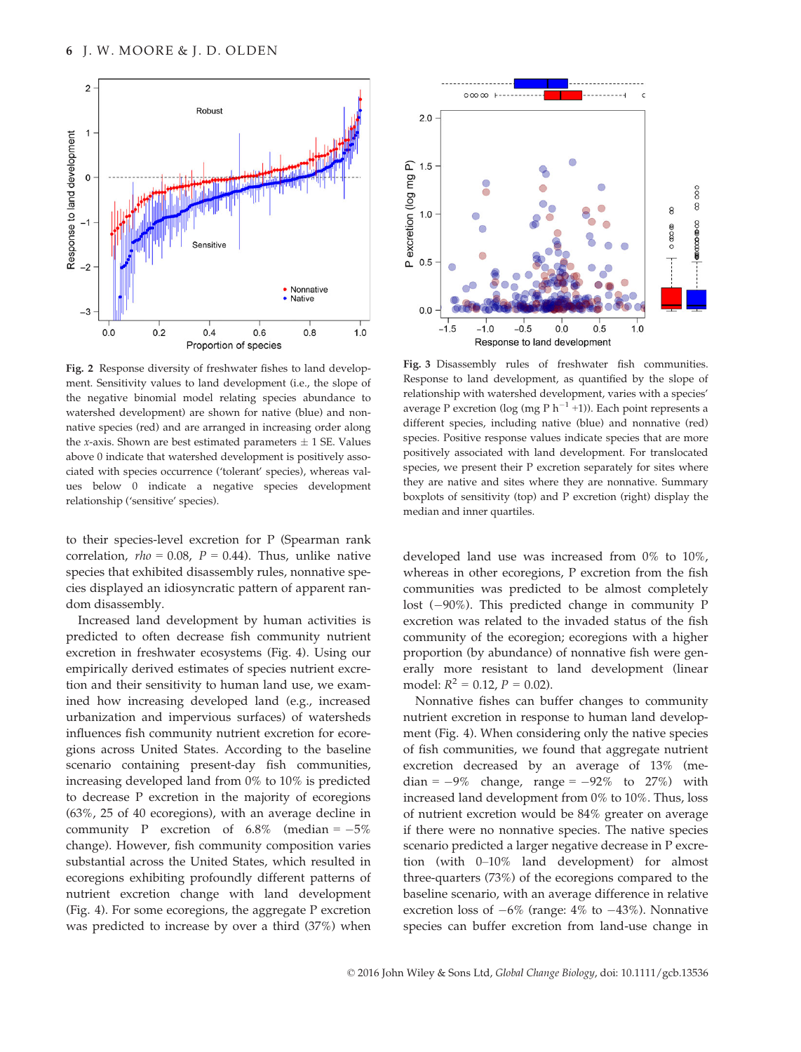**Fig. 2** Response diversity of freshwater fishes to land development. Sensitivity values to land development (i.e., the slope of the negative binomial model relating species abundance to watershed development) are shown for native (blue) and nonnative species (red) and are arranged in increasing order along the $x$-axis. Shown are best estimated parameters ± 1 SE. Values above 0 indicate that watershed development is positively associated with species occurrence ('tolerant' species), whereas values below 0 indicate a negative species development relationship ('sensitive' species).

**Fig. 3** Disassembly rules of freshwater fish communities. Response to land development, as quantified by the slope of relationship with watershed development, varies with a species' average P excretion (log (mg P h$^{-1}$ +1)). Each point represents a different species, including native (blue) and nonnative (red) species. Positive response values indicate species that are more positively associated with land development. For translocated species, we present their P excretion separately for sites where they are native and sites where they are nonnative. Summary boxplots of sensitivity (top) and P excretion (right) display the median and inner quartiles.

to their species-level excretion for P (Spearman rank correlation, $rho = 0.08$, $P = 0.44$). Thus, unlike native species that exhibited disassembly rules, nonnative species displayed an idiosyncratic pattern of apparent random disassembly.

Increased land development by human activities is predicted to often decrease fish community nutrient excretion in freshwater ecosystems (Fig. 4). Using our empirically derived estimates of species nutrient excretion and their sensitivity to human land use, we examined how increasing developed land (e.g., increased urbanization and impervious surfaces) of watersheds influences fish community nutrient excretion for ecoregions across United States. According to the baseline scenario containing present-day fish communities, increasing developed land from 0% to 10% is predicted to decrease P excretion in the majority of ecoregions (63%, 25 of 40 ecoregions), with an average decline in community P excretion of 6.8% (median = −5% change). However, fish community composition varies substantial across the United States, which resulted in ecoregions exhibiting profoundly different patterns of nutrient excretion change with land development (Fig. 4). For some ecoregions, the aggregate P excretion was predicted to increase by over a third (37%) when developed land use was increased from 0% to 10%, whereas in other ecoregions, P excretion from the fish communities was predicted to be almost completely lost (−90%). This predicted change in community P excretion was related to the invaded status of the fish community of the ecoregion; ecoregions with a higher proportion (by abundance) of nonnative fish were generally more resistant to land development (linear model: $R^2 = 0.12$, $P = 0.02$).

Nonnative fishes can buffer changes to community nutrient excretion in response to human land development (Fig. 4). When considering only the native species of fish communities, we found that aggregate nutrient excretion decreased by an average of 13% (median = −9% change, range = −92% to 27%) with increased land development from 0% to 10%. Thus, loss of nutrient excretion would be 84% greater on average if there were no nonnative species. The native species scenario predicted a larger negative decrease in P excretion (with 0–10% land development) for almost three-quarters (73%) of the ecoregions compared to the baseline scenario, with an average difference in relative excretion loss of −6% (range: 4% to −43%). Nonnative species can buffer excretion from land-use change in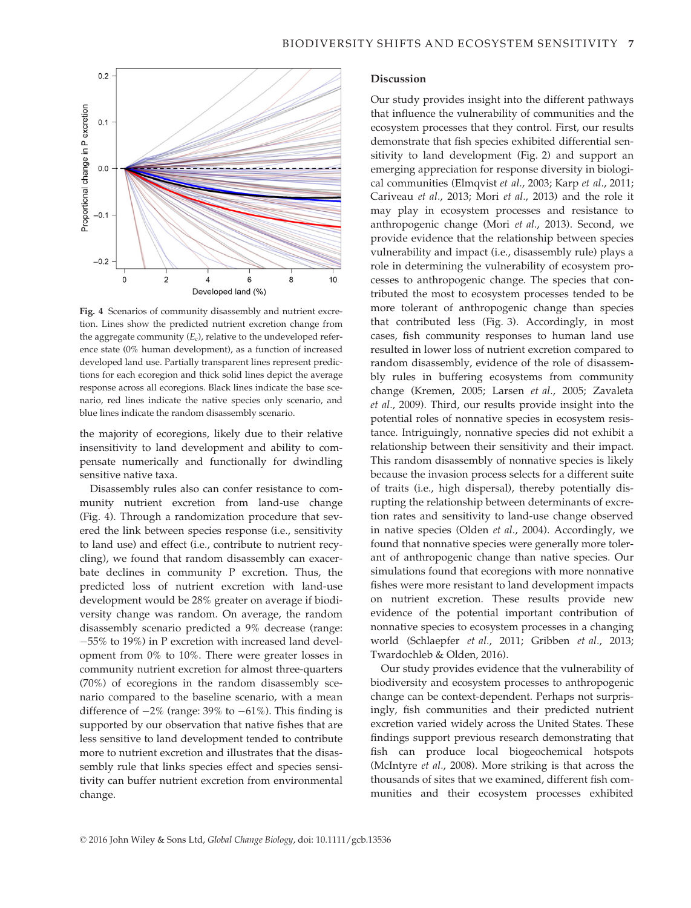Fig. 4 Scenarios of community disassembly and nutrient excretion. Lines show the predicted nutrient excretion change from the aggregate community ($E_c$), relative to the undeveloped reference state (0% human development), as a function of increased developed land use. Partially transparent lines represent predictions for each ecoregion and thick solid lines depict the average response across all ecoregions. Black lines indicate the base scenario, red lines indicate the native species only scenario, and blue lines indicate the random disassembly scenario.

the majority of ecoregions, likely due to their relative insensitivity to land development and ability to compensate numerically and functionally for dwindling sensitive native taxa.

Disassembly rules also can confer resistance to community nutrient excretion from land-use change (Fig. 4). Through a randomization procedure that severed the link between species response (i.e., sensitivity to land use) and effect (i.e., contribute to nutrient recycling), we found that random disassembly can exacerbate declines in community P excretion. Thus, the predicted loss of nutrient excretion with land-use development would be 28% greater on average if biodiversity change was random. On average, the random disassembly scenario predicted a 9% decrease (range: −55% to 19%) in P excretion with increased land development from 0% to 10%. There were greater losses in community nutrient excretion for almost three-quarters (70%) of ecoregions in the random disassembly scenario compared to the baseline scenario, with a mean difference of −2% (range: 39% to −61%). This finding is supported by our observation that native fishes that are less sensitive to land development tended to contribute more to nutrient excretion and illustrates that the disassembly rule that links species effect and species sensitivity can buffer nutrient excretion from environmental change.

## Discussion

Our study provides insight into the different pathways that influence the vulnerability of communities and the ecosystem processes that they control. First, our results demonstrate that fish species exhibited differential sensitivity to land development (Fig. 2) and support an emerging appreciation for response diversity in biological communities (Elmqvist *et al.*, 2003; Karp *et al.*, 2011; Cariveau *et al.*, 2013; Mori *et al.*, 2013) and the role it may play in ecosystem processes and resistance to anthropogenic change (Mori *et al.*, 2013). Second, we provide evidence that the relationship between species vulnerability and impact (i.e., disassembly rule) plays a role in determining the vulnerability of ecosystem processes to anthropogenic change. The species that contributed the most to ecosystem processes tended to be more tolerant of anthropogenic change than species that contributed less (Fig. 3). Accordingly, in most cases, fish community responses to human land use resulted in lower loss of nutrient excretion compared to random disassembly, evidence of the role of disassembly rules in buffering ecosystems from community change (Kremen, 2005; Larsen *et al.*, 2005; Zavaleta *et al.*, 2009). Third, our results provide insight into the potential roles of nonnative species in ecosystem resistance. Intriguingly, nonnative species did not exhibit a relationship between their sensitivity and their impact. This random disassembly of nonnative species is likely because the invasion process selects for a different suite of traits (i.e., high dispersal), thereby potentially disrupting the relationship between determinants of excretion rates and sensitivity to land-use change observed in native species (Olden *et al.*, 2004). Accordingly, we found that nonnative species were generally more tolerant of anthropogenic change than native species. Our simulations found that ecoregions with more nonnative fishes were more resistant to land development impacts on nutrient excretion. These results provide new evidence of the potential important contribution of nonnative species to ecosystem processes in a changing world (Schlaepfer *et al.*, 2011; Gribben *et al.*, 2013; Twardochleb & Olden, 2016).

Our study provides evidence that the vulnerability of biodiversity and ecosystem processes to anthropogenic change can be context-dependent. Perhaps not surprisingly, fish communities and their predicted nutrient excretion varied widely across the United States. These findings support previous research demonstrating that fish can produce local biogeochemical hotspots (McIntyre *et al.*, 2008). More striking is that across the thousands of sites that we examined, different fish communities and their ecosystem processes exhibited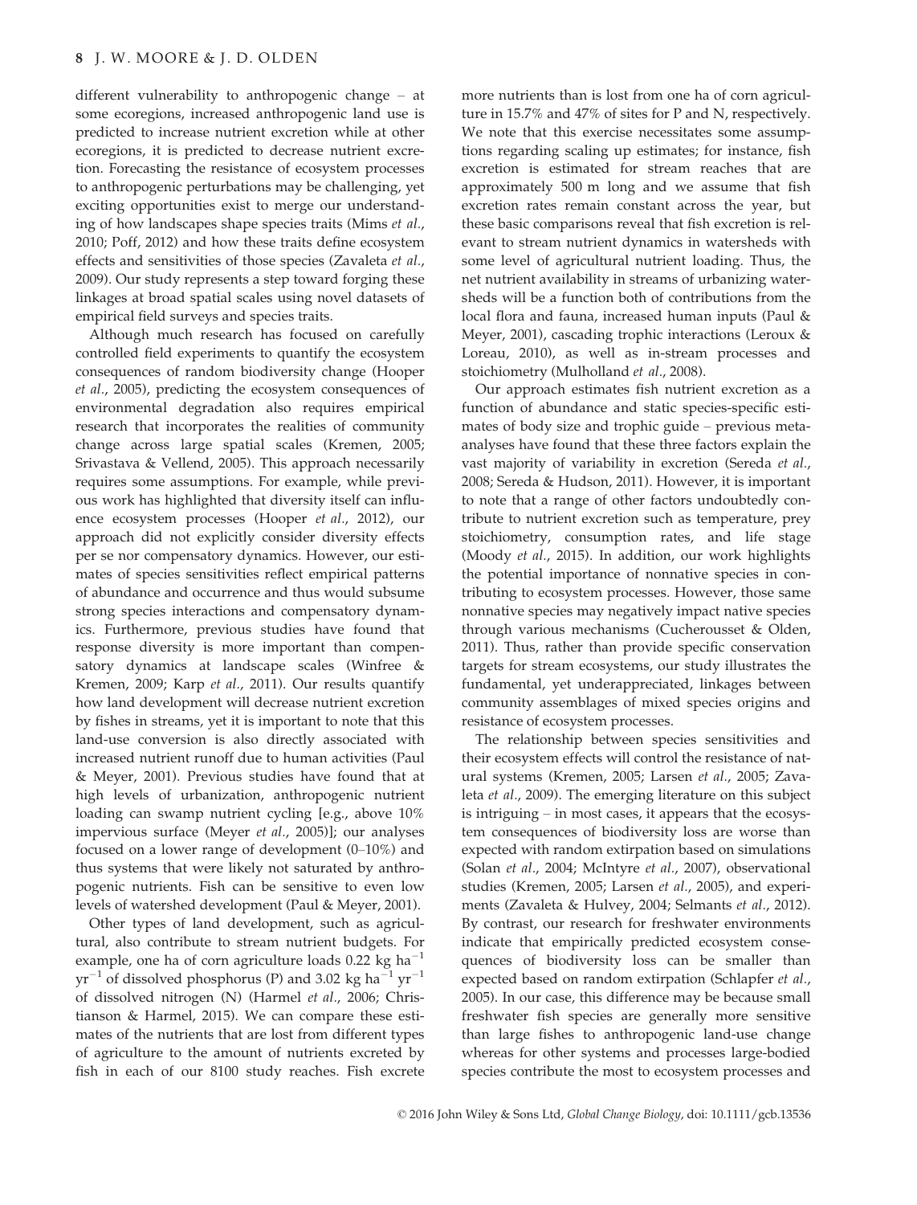different vulnerability to anthropogenic change – at some ecoregions, increased anthropogenic land use is predicted to increase nutrient excretion while at other ecoregions, it is predicted to decrease nutrient excretion. Forecasting the resistance of ecosystem processes to anthropogenic perturbations may be challenging, yet exciting opportunities exist to merge our understanding of how landscapes shape species traits (Mims *et al.*, 2010; Poff, 2012) and how these traits define ecosystem effects and sensitivities of those species (Zavaleta *et al.*, 2009). Our study represents a step toward forging these linkages at broad spatial scales using novel datasets of empirical field surveys and species traits.

Although much research has focused on carefully controlled field experiments to quantify the ecosystem consequences of random biodiversity change (Hooper *et al.*, 2005), predicting the ecosystem consequences of environmental degradation also requires empirical research that incorporates the realities of community change across large spatial scales (Kremen, 2005; Srivastava & Vellend, 2005). This approach necessarily requires some assumptions. For example, while previous work has highlighted that diversity itself can influence ecosystem processes (Hooper *et al.*, 2012), our approach did not explicitly consider diversity effects per se nor compensatory dynamics. However, our estimates of species sensitivities reflect empirical patterns of abundance and occurrence and thus would subsume strong species interactions and compensatory dynamics. Furthermore, previous studies have found that response diversity is more important than compensatory dynamics at landscape scales (Winfree & Kremen, 2009; Karp *et al.*, 2011). Our results quantify how land development will decrease nutrient excretion by fishes in streams, yet it is important to note that this land-use conversion is also directly associated with increased nutrient runoff due to human activities (Paul & Meyer, 2001). Previous studies have found that at high levels of urbanization, anthropogenic nutrient loading can swamp nutrient cycling [e.g., above 10% impervious surface (Meyer *et al.*, 2005)]; our analyses focused on a lower range of development (0–10%) and thus systems that were likely not saturated by anthropogenic nutrients. Fish can be sensitive to even low levels of watershed development (Paul & Meyer, 2001).

Other types of land development, such as agricultural, also contribute to stream nutrient budgets. For example, one ha of corn agriculture loads 0.22 kg $ha^{-1}$ $yr^{-1}$ of dissolved phosphorus (P) and 3.02 kg $ha^{-1}$ $yr^{-1}$ of dissolved nitrogen (N) (Harmel *et al.*, 2006; Christianson & Harmel, 2015). We can compare these estimates of the nutrients that are lost from different types of agriculture to the amount of nutrients excreted by fish in each of our 8100 study reaches. Fish excrete more nutrients than is lost from one ha of corn agriculture in 15.7% and 47% of sites for P and N, respectively. We note that this exercise necessitates some assumptions regarding scaling up estimates; for instance, fish excretion is estimated for stream reaches that are approximately 500 m long and we assume that fish excretion rates remain constant across the year, but these basic comparisons reveal that fish excretion is relevant to stream nutrient dynamics in watersheds with some level of agricultural nutrient loading. Thus, the net nutrient availability in streams of urbanizing watersheds will be a function both of contributions from the local flora and fauna, increased human inputs (Paul & Meyer, 2001), cascading trophic interactions (Leroux & Loreau, 2010), as well as in-stream processes and stoichiometry (Mulholland *et al.*, 2008).

Our approach estimates fish nutrient excretion as a function of abundance and static species-specific estimates of body size and trophic guide – previous meta-analyses have found that these three factors explain the vast majority of variability in excretion (Sereda *et al.*, 2008; Sereda & Hudson, 2011). However, it is important to note that a range of other factors undoubtedly contribute to nutrient excretion such as temperature, prey stoichiometry, consumption rates, and life stage (Moody *et al.*, 2015). In addition, our work highlights the potential importance of nonnative species in contributing to ecosystem processes. However, those same nonnative species may negatively impact native species through various mechanisms (Cucherousset & Olden, 2011). Thus, rather than provide specific conservation targets for stream ecosystems, our study illustrates the fundamental, yet underappreciated, linkages between community assemblages of mixed species origins and resistance of ecosystem processes.

The relationship between species sensitivities and their ecosystem effects will control the resistance of natural systems (Kremen, 2005; Larsen *et al.*, 2005; Zavaleta *et al.*, 2009). The emerging literature on this subject is intriguing – in most cases, it appears that the ecosystem consequences of biodiversity loss are worse than expected with random extirpation based on simulations (Solan *et al.*, 2004; McIntyre *et al.*, 2007), observational studies (Kremen, 2005; Larsen *et al.*, 2005), and experiments (Zavaleta & Hulvey, 2004; Selmants *et al.*, 2012). By contrast, our research for freshwater environments indicate that empirically predicted ecosystem consequences of biodiversity loss can be smaller than expected based on random extirpation (Schlapfer *et al.*, 2005). In our case, this difference may be because small freshwater fish species are generally more sensitive than large fishes to anthropogenic land-use change whereas for other systems and processes large-bodied species contribute the most to ecosystem processes and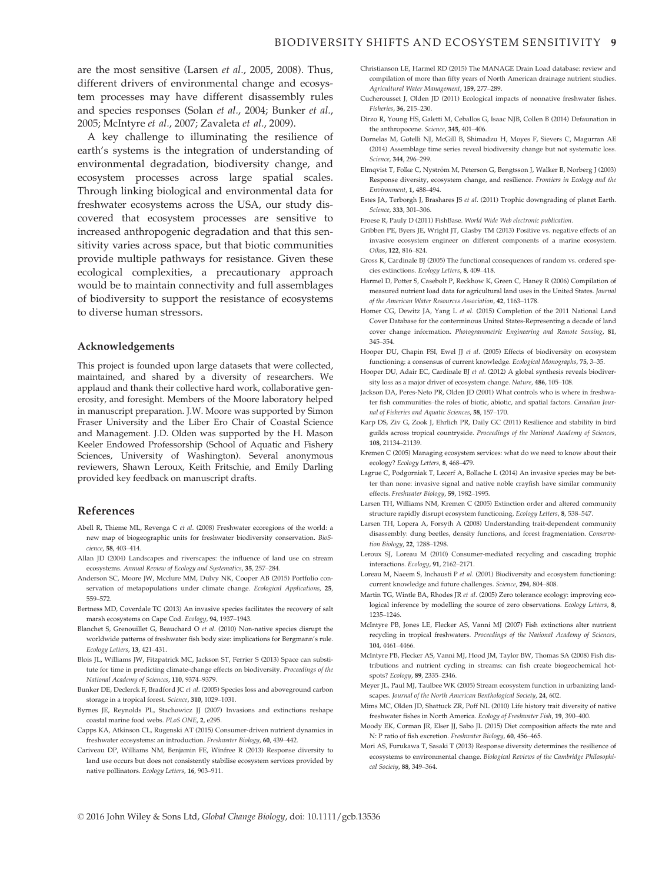are the most sensitive (Larsen *et al.*, 2005, 2008). Thus, different drivers of environmental change and ecosystem processes may have different disassembly rules and species responses (Solan *et al.*, 2004; Bunker *et al.*, 2005; McIntyre *et al.*, 2007; Zavaleta *et al.*, 2009).

A key challenge to illuminating the resilience of earth's systems is the integration of understanding of environmental degradation, biodiversity change, and ecosystem processes across large spatial scales. Through linking biological and environmental data for freshwater ecosystems across the USA, our study discovered that ecosystem processes are sensitive to increased anthropogenic degradation and that this sensitivity varies across space, but that biotic communities provide multiple pathways for resistance. Given these ecological complexities, a precautionary approach would be to maintain connectivity and full assemblages of biodiversity to support the resistance of ecosystems to diverse human stressors.

## Acknowledgements

This project is founded upon large datasets that were collected, maintained, and shared by a diversity of researchers. We applaud and thank their collective hard work, collaborative generosity, and foresight. Members of the Moore laboratory helped in manuscript preparation. J.W. Moore was supported by Simon Fraser University and the Liber Ero Chair of Coastal Science and Management. J.D. Olden was supported by the H. Mason Keeler Endowed Professorship (School of Aquatic and Fishery Sciences, University of Washington). Several anonymous reviewers, Shawn Leroux, Keith Fritschie, and Emily Darling provided key feedback on manuscript drafts.

## References

Abell R, Thieme ML, Revenga C *et al.* (2008) Freshwater ecoregions of the world: a new map of biogeographic units for freshwater biodiversity conservation. *BioScience*, **58**, 403–414.

Allan JD (2004) Landscapes and riverscapes: the influence of land use on stream ecosystems. *Annual Review of Ecology and Systematics*, **35**, 257–284.

Anderson SC, Moore JW, Mcclure MM, Dulvy NK, Cooper AB (2015) Portfolio conservation of metapopulations under climate change. *Ecological Applications*, **25**, 559–572.

Bertness MD, Coverdale TC (2013) An invasive species facilitates the recovery of salt marsh ecosystems on Cape Cod. *Ecology*, **94**, 1937–1943.

Blanchet S, Grenouillet G, Beauchard O *et al.* (2010) Non-native species disrupt the worldwide patterns of freshwater fish body size: implications for Bergmann's rule. *Ecology Letters*, **13**, 421–431.

Blois JL, Williams JW, Fitzpatrick MC, Jackson ST, Ferrier S (2013) Space can substitute for time in predicting climate-change effects on biodiversity. *Proceedings of the National Academy of Sciences*, **110**, 9374–9379.

Bunker DE, Declerck F, Bradford JC *et al.* (2005) Species loss and aboveground carbon storage in a tropical forest. *Science*, **310**, 1029–1031.

Byrnes JE, Reynolds PL, Stachowicz JJ (2007) Invasions and extinctions reshape coastal marine food webs. *PLoS ONE*, **2**, e295.

Capps KA, Atkinson CL, Rugenski AT (2015) Consumer-driven nutrient dynamics in freshwater ecosystems: an introduction. *Freshwater Biology*, **60**, 439–442.

Cariveau DP, Williams NM, Benjamin FE, Winfree R (2013) Response diversity to land use occurs but does not consistently stabilise ecosystem services provided by native pollinators. *Ecology Letters*, **16**, 903–911.

Christianson LE, Harmel RD (2015) The MANAGE Drain Load database: review and compilation of more than fifty years of North American drainage nutrient studies. *Agricultural Water Management*, **159**, 277–289.

Cucherousset J, Olden JD (2011) Ecological impacts of nonnative freshwater fishes. *Fisheries*, **36**, 215–230.

Dirzo R, Young HS, Galetti M, Ceballos G, Isaac NJB, Collen B (2014) Defaunation in the anthropocene. *Science*, **345**, 401–406.

Dornelas M, Gotelli NJ, McGill B, Shimadzu H, Moyes F, Sievers C, Magurran AE (2014) Assemblage time series reveal biodiversity change but not systematic loss. *Science*, **344**, 296–299.

Elmqvist T, Folke C, Nyström M, Peterson G, Bengtsson J, Walker B, Norberg J (2003) Response diversity, ecosystem change, and resilience. *Frontiers in Ecology and the Environment*, **1**, 488–494.

Estes JA, Terborgh J, Brashares JS *et al.* (2011) Trophic downgrading of planet Earth. *Science*, **333**, 301–306.

Froese R, Pauly D (2011) FishBase. *World Wide Web electronic publication*.

Gribben PE, Byers JE, Wright JT, Glasby TM (2013) Positive vs. negative effects of an invasive ecosystem engineer on different components of a marine ecosystem. *Oikos*, **122**, 816–824.

Gross K, Cardinale BJ (2005) The functional consequences of random vs. ordered species extinctions. *Ecology Letters*, **8**, 409–418.

Harmel D, Potter S, Casebolt P, Reckhow K, Green C, Haney R (2006) Compilation of measured nutrient load data for agricultural land uses in the United States. *Journal of the American Water Resources Association*, **42**, 1163–1178.

Homer CG, Dewitz JA, Yang L *et al.* (2015) Completion of the 2011 National Land Cover Database for the conterminous United States-Representing a decade of land cover change information. *Photogrammetric Engineering and Remote Sensing*, **81**, 345–354.

Hooper DU, Chapin FSI, Ewel JJ *et al.* (2005) Effects of biodiversity on ecosystem functioning: a consensus of current knowledge. *Ecological Monographs*, **75**, 3–35.

Hooper DU, Adair EC, Cardinale BJ *et al.* (2012) A global synthesis reveals biodiversity loss as a major driver of ecosystem change. *Nature*, **486**, 105–108.

Jackson DA, Peres-Neto PR, Olden JD (2001) What controls who is where in freshwater fish communities–the roles of biotic, abiotic, and spatial factors. *Canadian Journal of Fisheries and Aquatic Sciences*, **58**, 157–170.

Karp DS, Ziv G, Zook J, Ehrlich PR, Daily GC (2011) Resilience and stability in bird guilds across tropical countryside. *Proceedings of the National Academy of Sciences*, **108**, 21134–21139.

Kremen C (2005) Managing ecosystem services: what do we need to know about their ecology? *Ecology Letters*, **8**, 468–479.

Lagrue C, Podgorniak T, Lecerf A, Bollache L (2014) An invasive species may be better than none: invasive signal and native noble crayfish have similar community effects. *Freshwater Biology*, **59**, 1982–1995.

Larsen TH, Williams NM, Kremen C (2005) Extinction order and altered community structure rapidly disrupt ecosystem functioning. *Ecology Letters*, **8**, 538–547.

Larsen TH, Lopera A, Forsyth A (2008) Understanding trait-dependent community disassembly: dung beetles, density functions, and forest fragmentation. *Conservation Biology*, **22**, 1288–1298.

Leroux SJ, Loreau M (2010) Consumer-mediated recycling and cascading trophic interactions. *Ecology*, **91**, 2162–2171.

Loreau M, Naeem S, Inchausti P *et al.* (2001) Biodiversity and ecosystem functioning: current knowledge and future challenges. *Science*, **294**, 804–808.

Martin TG, Wintle BA, Rhodes JR *et al.* (2005) Zero tolerance ecology: improving ecological inference by modelling the source of zero observations. *Ecology Letters*, **8**, 1235–1246.

McIntyre PB, Jones LE, Flecker AS, Vanni MJ (2007) Fish extinctions alter nutrient recycling in tropical freshwaters. *Proceedings of the National Academy of Sciences*, **104**, 4461–4466.

McIntyre PB, Flecker AS, Vanni MJ, Hood JM, Taylor BW, Thomas SA (2008) Fish distributions and nutrient cycling in streams: can fish create biogeochemical hotspots? *Ecology*, **89**, 2335–2346.

Meyer JL, Paul MJ, Taulbee WK (2005) Stream ecosystem function in urbanizing landscapes. *Journal of the North American Benthological Society*, **24**, 602.

Mims MC, Olden JD, Shattuck ZR, Poff NL (2010) Life history trait diversity of native freshwater fishes in North America. *Ecology of Freshwater Fish*, **19**, 390–400.

Moody EK, Corman JR, Elser JJ, Sabo JL (2015) Diet composition affects the rate and N: P ratio of fish excretion. *Freshwater Biology*, **60**, 456–465.

Mori AS, Furukawa T, Sasaki T (2013) Response diversity determines the resilience of ecosystems to environmental change. *Biological Reviews of the Cambridge Philosophical Society*, **88**, 349–364.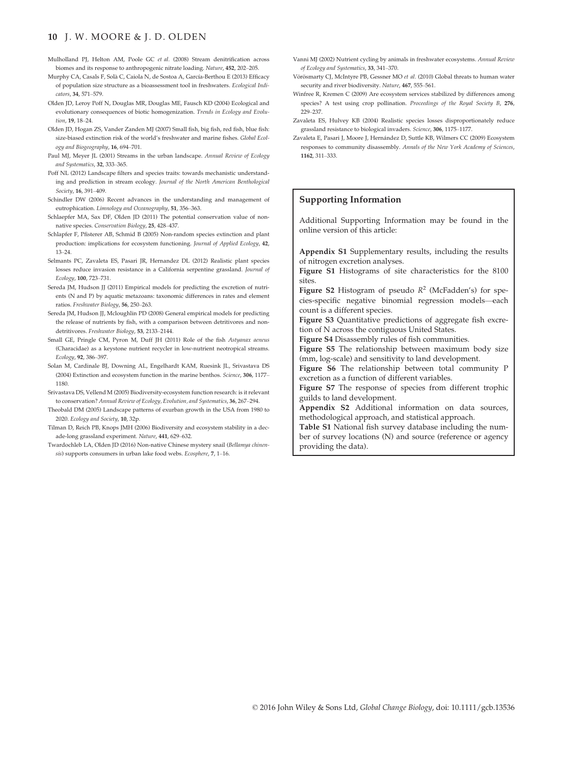Mulholland PJ, Helton AM, Poole GC *et al.* (2008) Stream denitrification across biomes and its response to anthropogenic nitrate loading. *Nature*, **452**, 202–205.

Murphy CA, Casals F, Solà C, Caiola N, de Sostoa A, García-Berthou E (2013) Efficacy of population size structure as a bioassessment tool in freshwaters. *Ecological Indicators*, **34**, 571–579.

Olden JD, Leroy Poff N, Douglas MR, Douglas ME, Fausch KD (2004) Ecological and evolutionary consequences of biotic homogenization. *Trends in Ecology and Evolution*, **19**, 18–24.

Olden JD, Hogan ZS, Vander Zanden MJ (2007) Small fish, big fish, red fish, blue fish: size-biased extinction risk of the world's freshwater and marine fishes. *Global Ecology and Biogeography*, **16**, 694–701.

Paul MJ, Meyer JL (2001) Streams in the urban landscape. *Annual Review of Ecology and Systematics*, **32**, 333–365.

Poff NL (2012) Landscape filters and species traits: towards mechanistic understanding and prediction in stream ecology. *Journal of the North American Benthological Society*, **16**, 391–409.

Schindler DW (2006) Recent advances in the understanding and management of eutrophication. *Limnology and Oceanography*, **51**, 356–363.

Schlaepfer MA, Sax DF, Olden JD (2011) The potential conservation value of non-native species. *Conservation Biology*, **25**, 428–437.

Schlapfer F, Pfisterer AB, Schmid B (2005) Non-random species extinction and plant production: implications for ecosystem functioning. *Journal of Applied Ecology*, **42**, 13–24.

Selmants PC, Zavaleta ES, Pasari JR, Hernandez DL (2012) Realistic plant species losses reduce invasion resistance in a California serpentine grassland. *Journal of Ecology*, **100**, 723–731.

Sereda JM, Hudson JJ (2011) Empirical models for predicting the excretion of nutrients (N and P) by aquatic metazoans: taxonomic differences in rates and element ratios. *Freshwater Biology*, **56**, 250–263.

Sereda JM, Hudson JJ, Mcloughlin PD (2008) General empirical models for predicting the release of nutrients by fish, with a comparison between detritivores and non-detritivores. *Freshwater Biology*, **53**, 2133–2144.

Small GE, Pringle CM, Pyron M, Duff JH (2011) Role of the fish *Astyanax aeneus* (Characidae) as a keystone nutrient recycler in low-nutrient neotropical streams. *Ecology*, **92**, 386–397.

Solan M, Cardinale BJ, Downing AL, Engelhardt KAM, Ruesink JL, Srivastava DS (2004) Extinction and ecosystem function in the marine benthos. *Science*, **306**, 1177–1180.

Srivastava DS, Vellend M (2005) Biodiversity-ecosystem function research: is it relevant to conservation? *Annual Review of Ecology, Evolution, and Systematics*, **36**, 267–294.

Theobald DM (2005) Landscape patterns of exurban growth in the USA from 1980 to 2020. *Ecology and Society*, **10**, 32p.

Tilman D, Reich PB, Knops JMH (2006) Biodiversity and ecosystem stability in a decade-long grassland experiment. *Nature*, **441**, 629–632.

Twardochleb LA, Olden JD (2016) Non-native Chinese mystery snail (*Bellamya chinensis*) supports consumers in urban lake food webs. *Ecosphere*, **7**, 1–16.

Vanni MJ (2002) Nutrient cycling by animals in freshwater ecosystems. *Annual Review of Ecology and Systematics*, **33**, 341–370.

Vörösmarty CJ, McIntyre PB, Gessner MO *et al.* (2010) Global threats to human water security and river biodiversity. *Nature*, **467**, 555–561.

Winfree R, Kremen C (2009) Are ecosystem services stabilized by differences among species? A test using crop pollination. *Proceedings of the Royal Society B*, **276**, 229–237.

Zavaleta ES, Hulvey KB (2004) Realistic species losses disproportionately reduce grassland resistance to biological invaders. *Science*, **306**, 1175–1177.

Zavaleta E, Pasari J, Moore J, Hernández D, Suttle KB, Wilmers CC (2009) Ecosystem responses to community disassembly. *Annals of the New York Academy of Sciences*, **1162**, 311–333.

## Supporting Information

Additional Supporting Information may be found in the online version of this article:

**Appendix S1** Supplementary results, including the results of nitrogen excretion analyses.

**Figure S1** Histograms of site characteristics for the 8100 sites.

**Figure S2** Histogram of pseudo $R^2$ (McFadden's) for species-specific negative binomial regression models—each count is a different species.

**Figure S3** Quantitative predictions of aggregate fish excretion of N across the contiguous United States.

**Figure S4** Disassembly rules of fish communities.

**Figure S5** The relationship between maximum body size (mm, log-scale) and sensitivity to land development.

**Figure S6** The relationship between total community P excretion as a function of different variables.

**Figure S7** The response of species from different trophic guilds to land development.

**Appendix S2** Additional information on data sources, methodological approach, and statistical approach.

**Table S1** National fish survey database including the number of survey locations (N) and source (reference or agency providing the data).